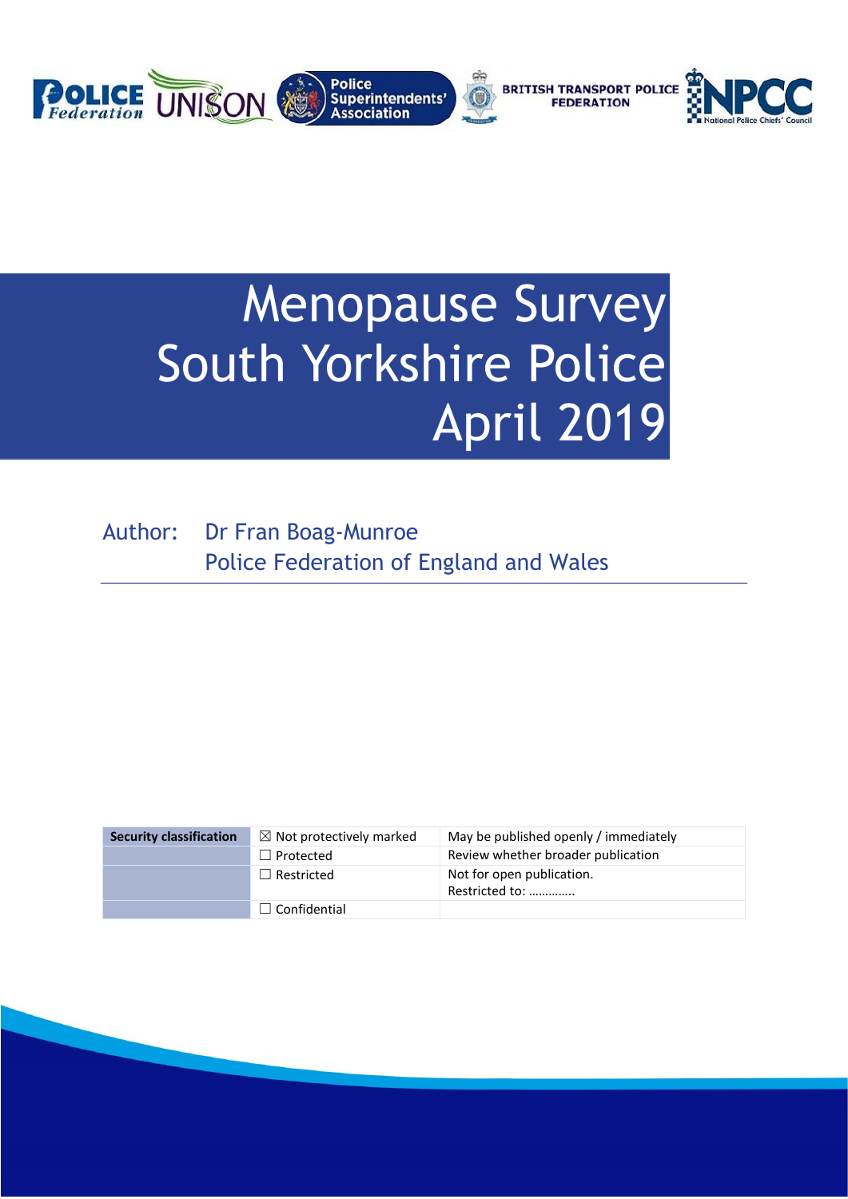# Menopause Survey South Yorkshire Police April 2019

Author: Dr Fran Boag-Munroe
Police Federation of England and Wales

| Security classification | ☒ Not protectively marked | May be published openly / immediately |
|---|---|---|
| | ☐ Protected | Review whether broader publication |
| | ☐ Restricted | Not for open publication. Restricted to: ………….. |
| | ☐ Confidential | |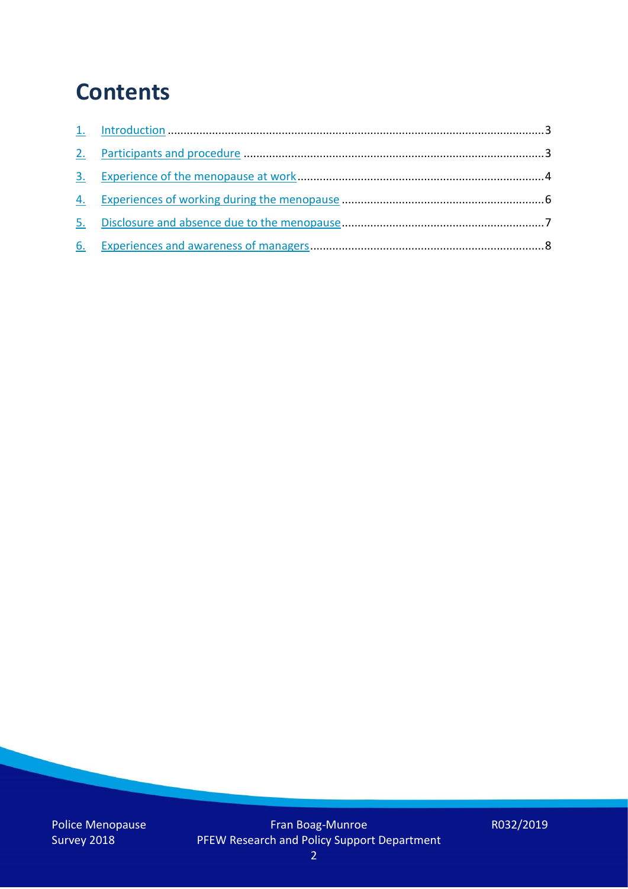# Contents

1. Introduction .......................................................................................................................3
2. Participants and procedure ..............................................................................................3
3. Experience of the menopause at work ..............................................................................4
4. Experiences of working during the menopause ................................................................6
5. Disclosure and absence due to the menopause................................................................7
6. Experiences and awareness of managers..........................................................................8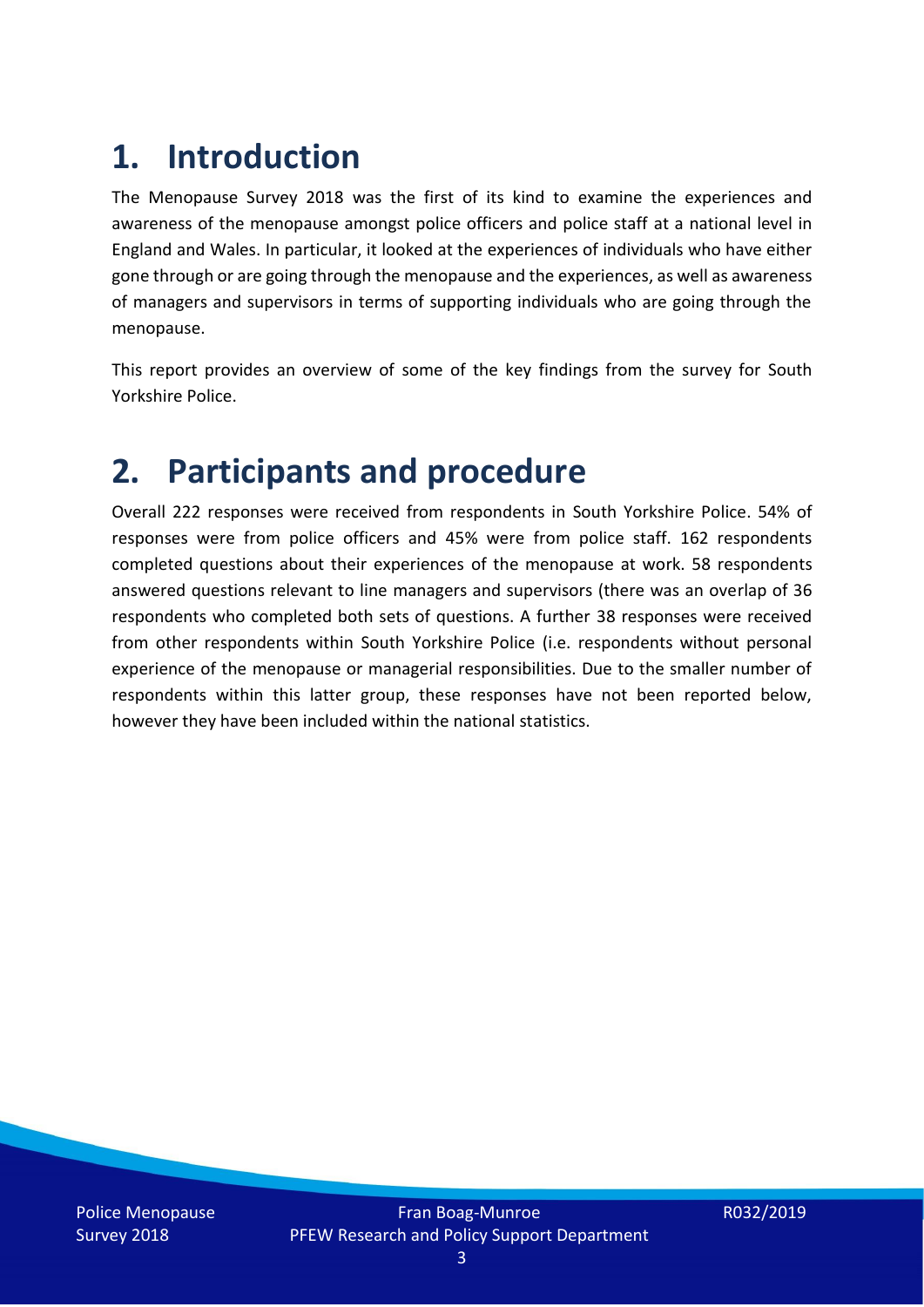# 1. Introduction

The Menopause Survey 2018 was the first of its kind to examine the experiences and awareness of the menopause amongst police officers and police staff at a national level in England and Wales. In particular, it looked at the experiences of individuals who have either gone through or are going through the menopause and the experiences, as well as awareness of managers and supervisors in terms of supporting individuals who are going through the menopause.

This report provides an overview of some of the key findings from the survey for South Yorkshire Police.

# 2. Participants and procedure

Overall 222 responses were received from respondents in South Yorkshire Police. 54% of responses were from police officers and 45% were from police staff. 162 respondents completed questions about their experiences of the menopause at work. 58 respondents answered questions relevant to line managers and supervisors (there was an overlap of 36 respondents who completed both sets of questions. A further 38 responses were received from other respondents within South Yorkshire Police (i.e. respondents without personal experience of the menopause or managerial responsibilities. Due to the smaller number of respondents within this latter group, these responses have not been reported below, however they have been included within the national statistics.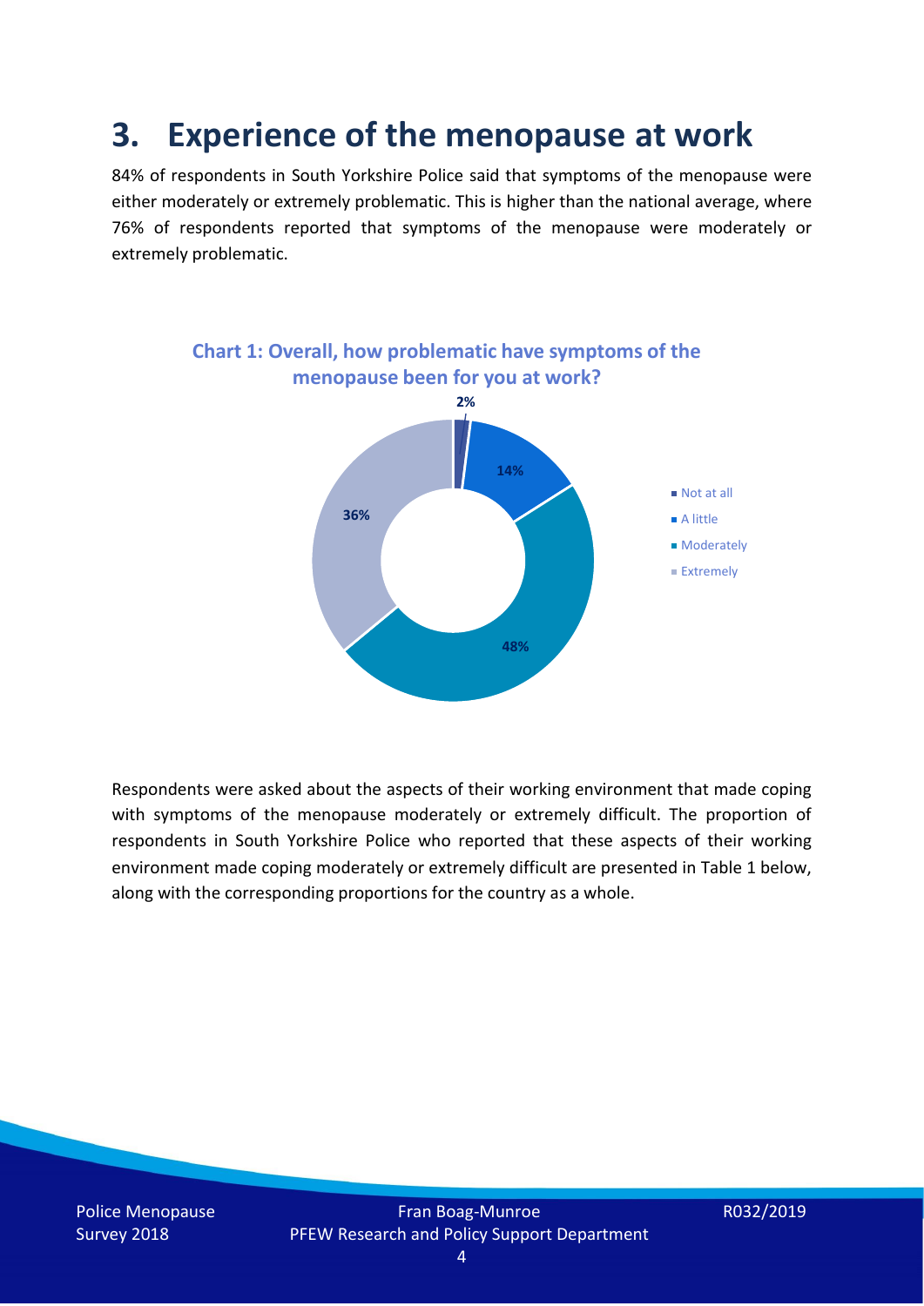# 3. Experience of the menopause at work

84% of respondents in South Yorkshire Police said that symptoms of the menopause were either moderately or extremely problematic. This is higher than the national average, where 76% of respondents reported that symptoms of the menopause were moderately or extremely problematic.

**Chart 1: Overall, how problematic have symptoms of the menopause been for you at work?**

| Response | Percentage |
| --- | --- |
| Not at all | 2% |
| A little | 14% |
| Moderately | 48% |
| Extremely | 36% |

Respondents were asked about the aspects of their working environment that made coping with symptoms of the menopause moderately or extremely difficult. The proportion of respondents in South Yorkshire Police who reported that these aspects of their working environment made coping moderately or extremely difficult are presented in Table 1 below, along with the corresponding proportions for the country as a whole.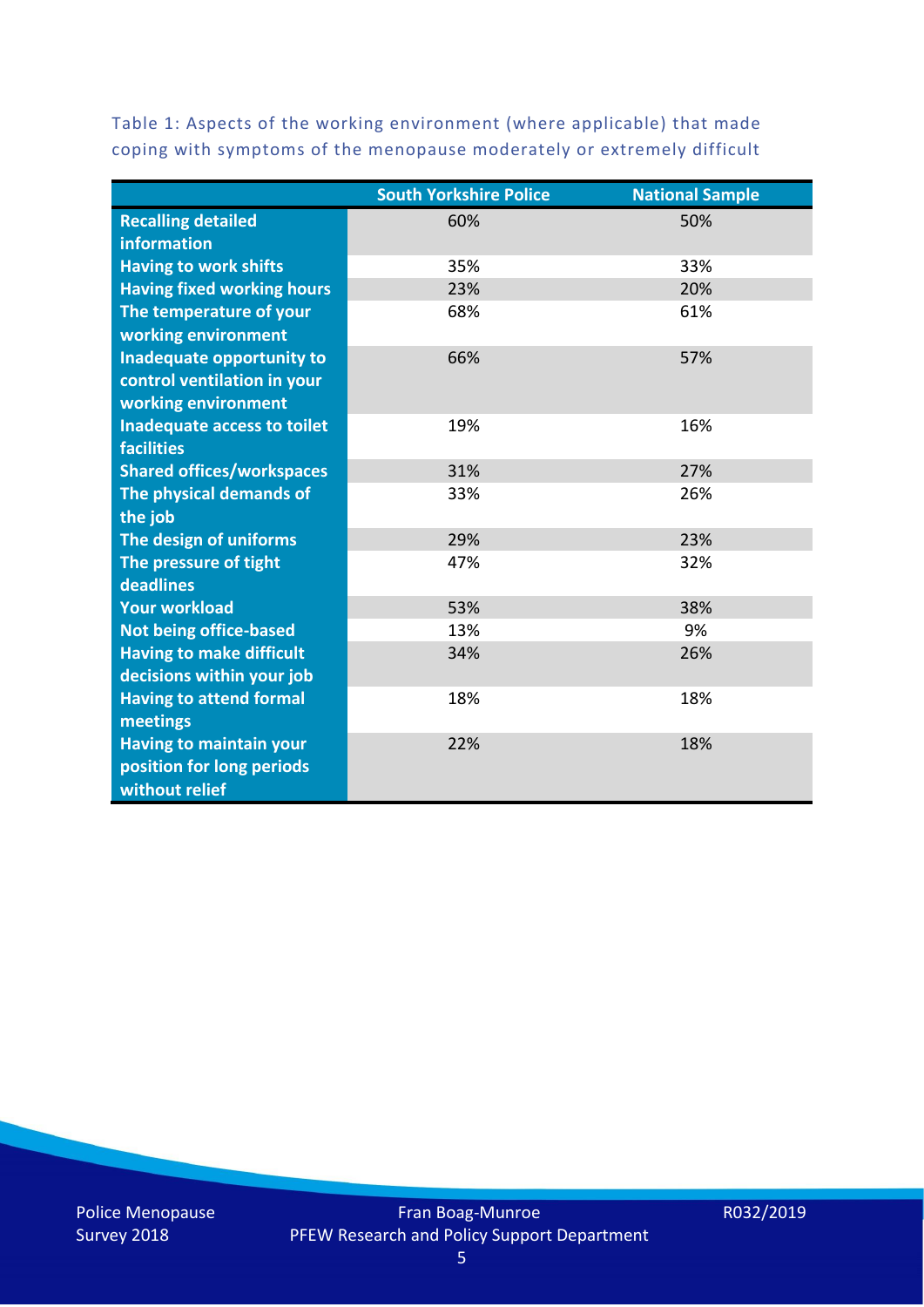Table 1: Aspects of the working environment (where applicable) that made coping with symptoms of the menopause moderately or extremely difficult

| | South Yorkshire Police | National Sample |
|---|---|---|
| **Recalling detailed information** | 60% | 50% |
| **Having to work shifts** | 35% | 33% |
| **Having fixed working hours** | 23% | 20% |
| **The temperature of your working environment** | 68% | 61% |
| **Inadequate opportunity to control ventilation in your working environment** | 66% | 57% |
| **Inadequate access to toilet facilities** | 19% | 16% |
| **Shared offices/workspaces** | 31% | 27% |
| **The physical demands of the job** | 33% | 26% |
| **The design of uniforms** | 29% | 23% |
| **The pressure of tight deadlines** | 47% | 32% |
| **Your workload** | 53% | 38% |
| **Not being office-based** | 13% | 9% |
| **Having to make difficult decisions within your job** | 34% | 26% |
| **Having to attend formal meetings** | 18% | 18% |
| **Having to maintain your position for long periods without relief** | 22% | 18% |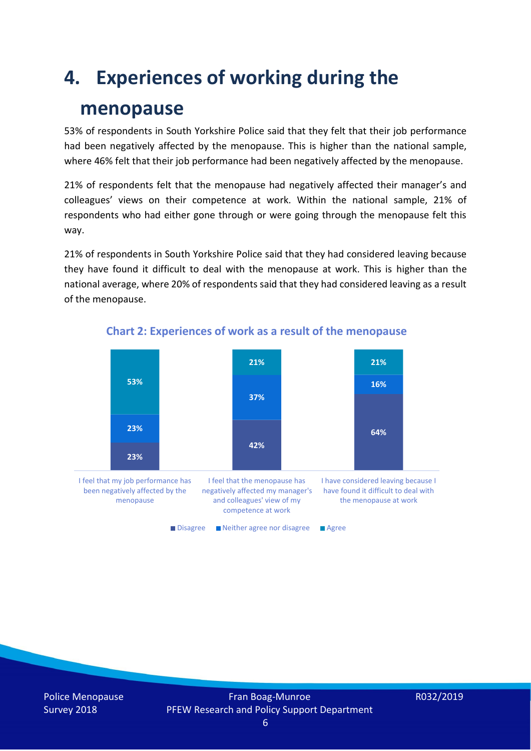# 4. Experiences of working during the menopause

53% of respondents in South Yorkshire Police said that they felt that their job performance had been negatively affected by the menopause. This is higher than the national sample, where 46% felt that their job performance had been negatively affected by the menopause.

21% of respondents felt that the menopause had negatively affected their manager's and colleagues' views on their competence at work. Within the national sample, 21% of respondents who had either gone through or were going through the menopause felt this way.

21% of respondents in South Yorkshire Police said that they had considered leaving because they have found it difficult to deal with the menopause at work. This is higher than the national average, where 20% of respondents said that they had considered leaving as a result of the menopause.

**Chart 2: Experiences of work as a result of the menopause**

| | Disagree | Neither agree nor disagree | Agree |
|---|---|---|---|
| I feel that my job performance has been negatively affected by the menopause | 23% | 23% | 53% |
| I feel that the menopause has negatively affected my manager's and colleagues' view of my competence at work | 42% | 37% | 21% |
| I have considered leaving because I have found it difficult to deal with the menopause at work | 64% | 16% | 21% |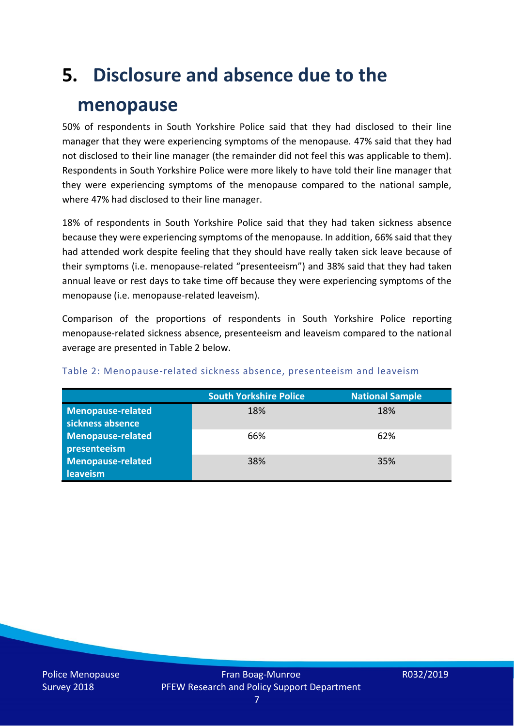# 5. Disclosure and absence due to the menopause

50% of respondents in South Yorkshire Police said that they had disclosed to their line manager that they were experiencing symptoms of the menopause. 47% said that they had not disclosed to their line manager (the remainder did not feel this was applicable to them). Respondents in South Yorkshire Police were more likely to have told their line manager that they were experiencing symptoms of the menopause compared to the national sample, where 47% had disclosed to their line manager.

18% of respondents in South Yorkshire Police said that they had taken sickness absence because they were experiencing symptoms of the menopause. In addition, 66% said that they had attended work despite feeling that they should have really taken sick leave because of their symptoms (i.e. menopause-related "presenteeism") and 38% said that they had taken annual leave or rest days to take time off because they were experiencing symptoms of the menopause (i.e. menopause-related leaveism).

Comparison of the proportions of respondents in South Yorkshire Police reporting menopause-related sickness absence, presenteeism and leaveism compared to the national average are presented in Table 2 below.

Table 2: Menopause-related sickness absence, presenteeism and leaveism

| | South Yorkshire Police | National Sample |
|---|---|---|
| **Menopause-related sickness absence** | 18% | 18% |
| **Menopause-related presenteeism** | 66% | 62% |
| **Menopause-related leaveism** | 38% | 35% |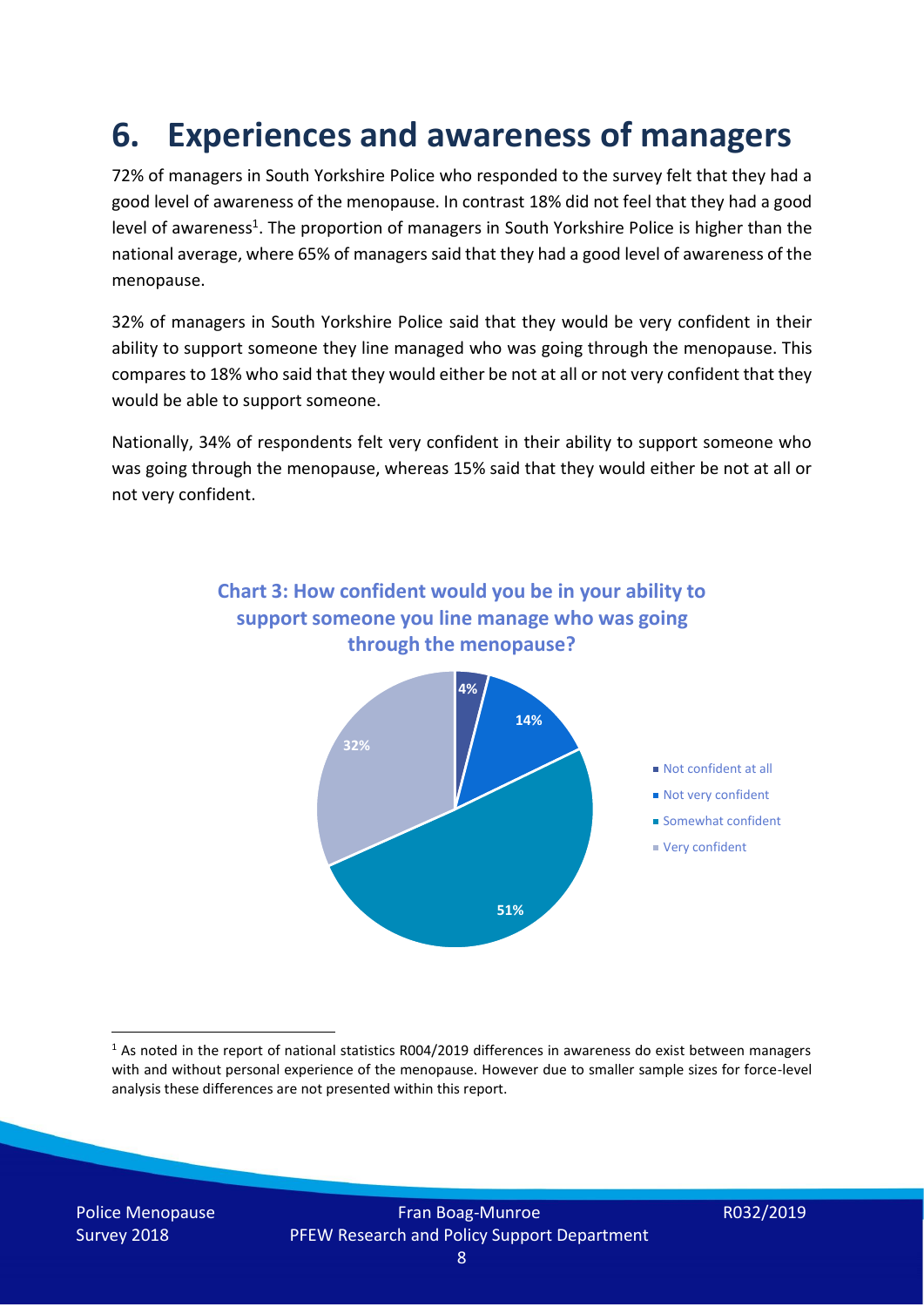# 6. Experiences and awareness of managers

72% of managers in South Yorkshire Police who responded to the survey felt that they had a good level of awareness of the menopause. In contrast 18% did not feel that they had a good level of awareness[1]. The proportion of managers in South Yorkshire Police is higher than the national average, where 65% of managers said that they had a good level of awareness of the menopause.

32% of managers in South Yorkshire Police said that they would be very confident in their ability to support someone they line managed who was going through the menopause. This compares to 18% who said that they would either be not at all or not very confident that they would be able to support someone.

Nationally, 34% of respondents felt very confident in their ability to support someone who was going through the menopause, whereas 15% said that they would either be not at all or not very confident.

**Chart 3: How confident would you be in your ability to support someone you line manage who was going through the menopause?**

4%
14%
51%
32%

Not confident at all
Not very confident
Somewhat confident
Very confident

[1] As noted in the report of national statistics R004/2019 differences in awareness do exist between managers with and without personal experience of the menopause. However due to smaller sample sizes for force-level analysis these differences are not presented within this report.